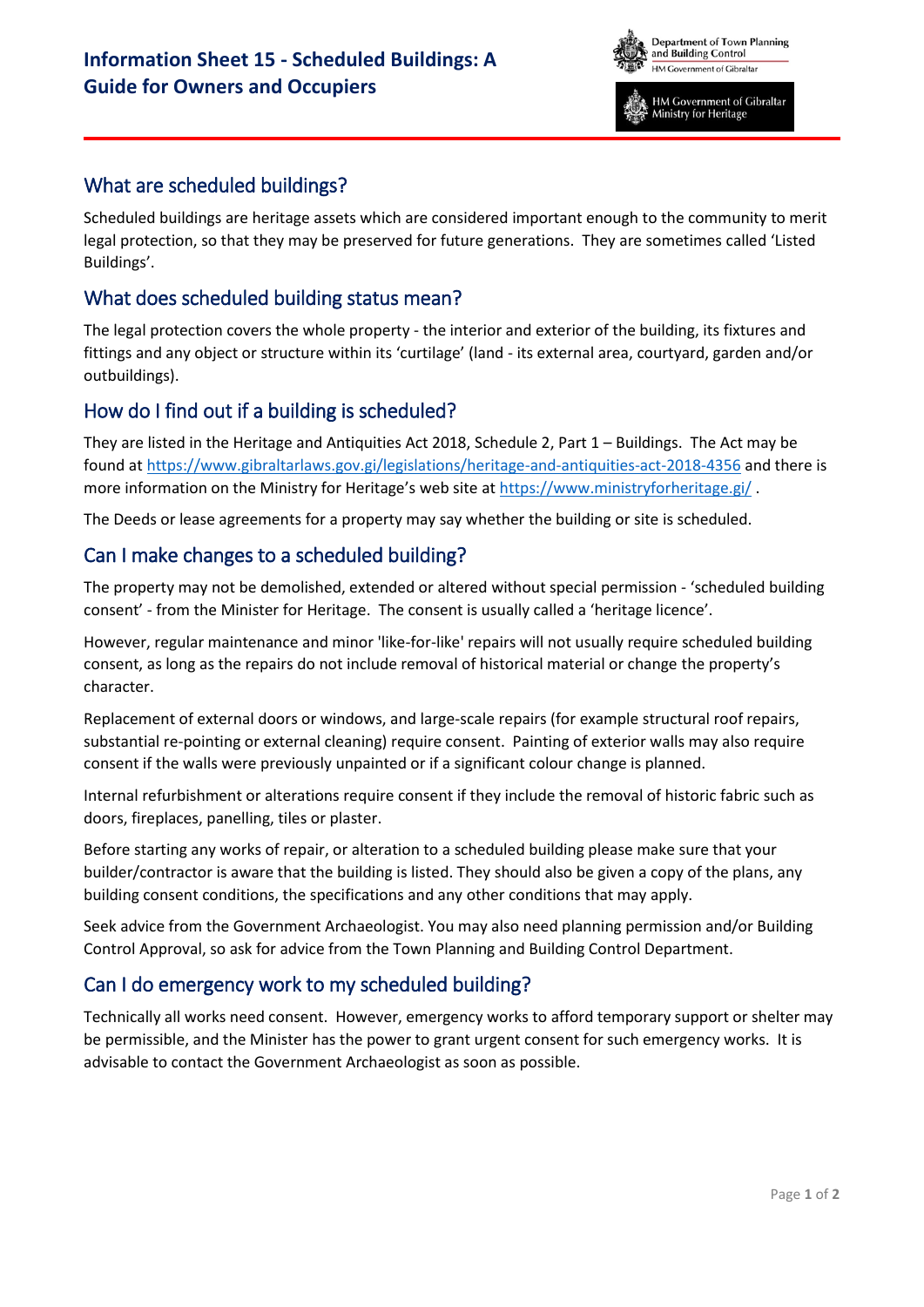# Information Sheet 15 - Scheduled Buildings: A Guide for Owners and Occupiers

Department of Town Planning and Building Control
HM Government of Gibraltar

HM Government of Gibraltar Ministry for Heritage

## What are scheduled buildings?

Scheduled buildings are heritage assets which are considered important enough to the community to merit legal protection, so that they may be preserved for future generations. They are sometimes called 'Listed Buildings'.

## What does scheduled building status mean?

The legal protection covers the whole property - the interior and exterior of the building, its fixtures and fittings and any object or structure within its 'curtilage' (land - its external area, courtyard, garden and/or outbuildings).

## How do I find out if a building is scheduled?

They are listed in the Heritage and Antiquities Act 2018, Schedule 2, Part 1 – Buildings. The Act may be found at https://www.gibraltarlaws.gov.gi/legislations/heritage-and-antiquities-act-2018-4356 and there is more information on the Ministry for Heritage's web site at https://www.ministryforheritage.gi/ .

The Deeds or lease agreements for a property may say whether the building or site is scheduled.

## Can I make changes to a scheduled building?

The property may not be demolished, extended or altered without special permission - 'scheduled building consent' - from the Minister for Heritage. The consent is usually called a 'heritage licence'.

However, regular maintenance and minor 'like-for-like' repairs will not usually require scheduled building consent, as long as the repairs do not include removal of historical material or change the property's character.

Replacement of external doors or windows, and large-scale repairs (for example structural roof repairs, substantial re-pointing or external cleaning) require consent. Painting of exterior walls may also require consent if the walls were previously unpainted or if a significant colour change is planned.

Internal refurbishment or alterations require consent if they include the removal of historic fabric such as doors, fireplaces, panelling, tiles or plaster.

Before starting any works of repair, or alteration to a scheduled building please make sure that your builder/contractor is aware that the building is listed. They should also be given a copy of the plans, any building consent conditions, the specifications and any other conditions that may apply.

Seek advice from the Government Archaeologist. You may also need planning permission and/or Building Control Approval, so ask for advice from the Town Planning and Building Control Department.

## Can I do emergency work to my scheduled building?

Technically all works need consent. However, emergency works to afford temporary support or shelter may be permissible, and the Minister has the power to grant urgent consent for such emergency works. It is advisable to contact the Government Archaeologist as soon as possible.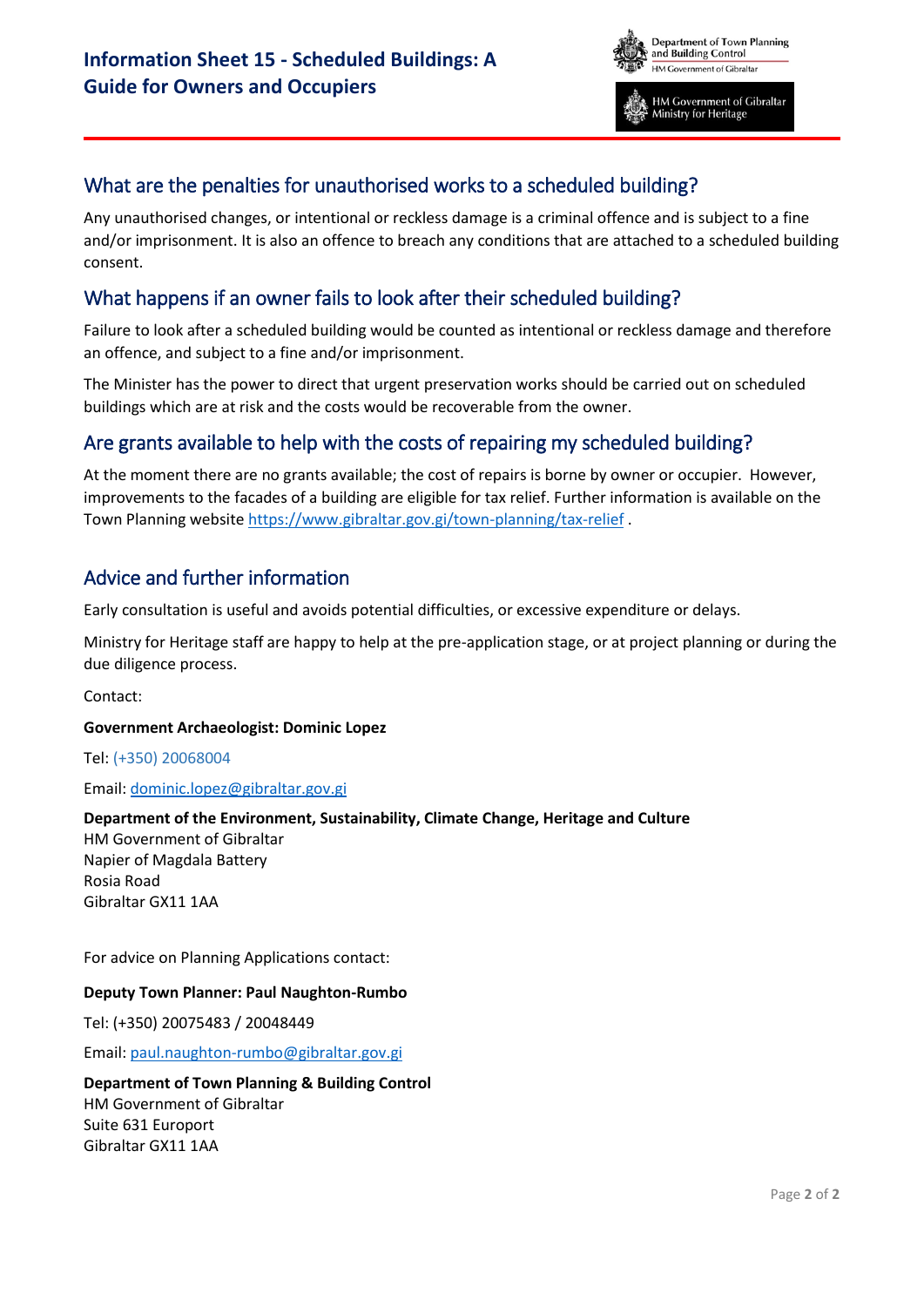## What are the penalties for unauthorised works to a scheduled building?

Any unauthorised changes, or intentional or reckless damage is a criminal offence and is subject to a fine and/or imprisonment. It is also an offence to breach any conditions that are attached to a scheduled building consent.

## What happens if an owner fails to look after their scheduled building?

Failure to look after a scheduled building would be counted as intentional or reckless damage and therefore an offence, and subject to a fine and/or imprisonment.

The Minister has the power to direct that urgent preservation works should be carried out on scheduled buildings which are at risk and the costs would be recoverable from the owner.

## Are grants available to help with the costs of repairing my scheduled building?

At the moment there are no grants available; the cost of repairs is borne by owner or occupier. However, improvements to the facades of a building are eligible for tax relief. Further information is available on the Town Planning website https://www.gibraltar.gov.gi/town-planning/tax-relief .

## Advice and further information

Early consultation is useful and avoids potential difficulties, or excessive expenditure or delays.

Ministry for Heritage staff are happy to help at the pre-application stage, or at project planning or during the due diligence process.

Contact:

**Government Archaeologist: Dominic Lopez**

Tel: (+350) 20068004

Email: dominic.lopez@gibraltar.gov.gi

**Department of the Environment, Sustainability, Climate Change, Heritage and Culture**
HM Government of Gibraltar
Napier of Magdala Battery
Rosia Road
Gibraltar GX11 1AA

For advice on Planning Applications contact:

**Deputy Town Planner: Paul Naughton-Rumbo**

Tel: (+350) 20075483 / 20048449

Email: paul.naughton-rumbo@gibraltar.gov.gi

**Department of Town Planning & Building Control**
HM Government of Gibraltar
Suite 631 Europort
Gibraltar GX11 1AA